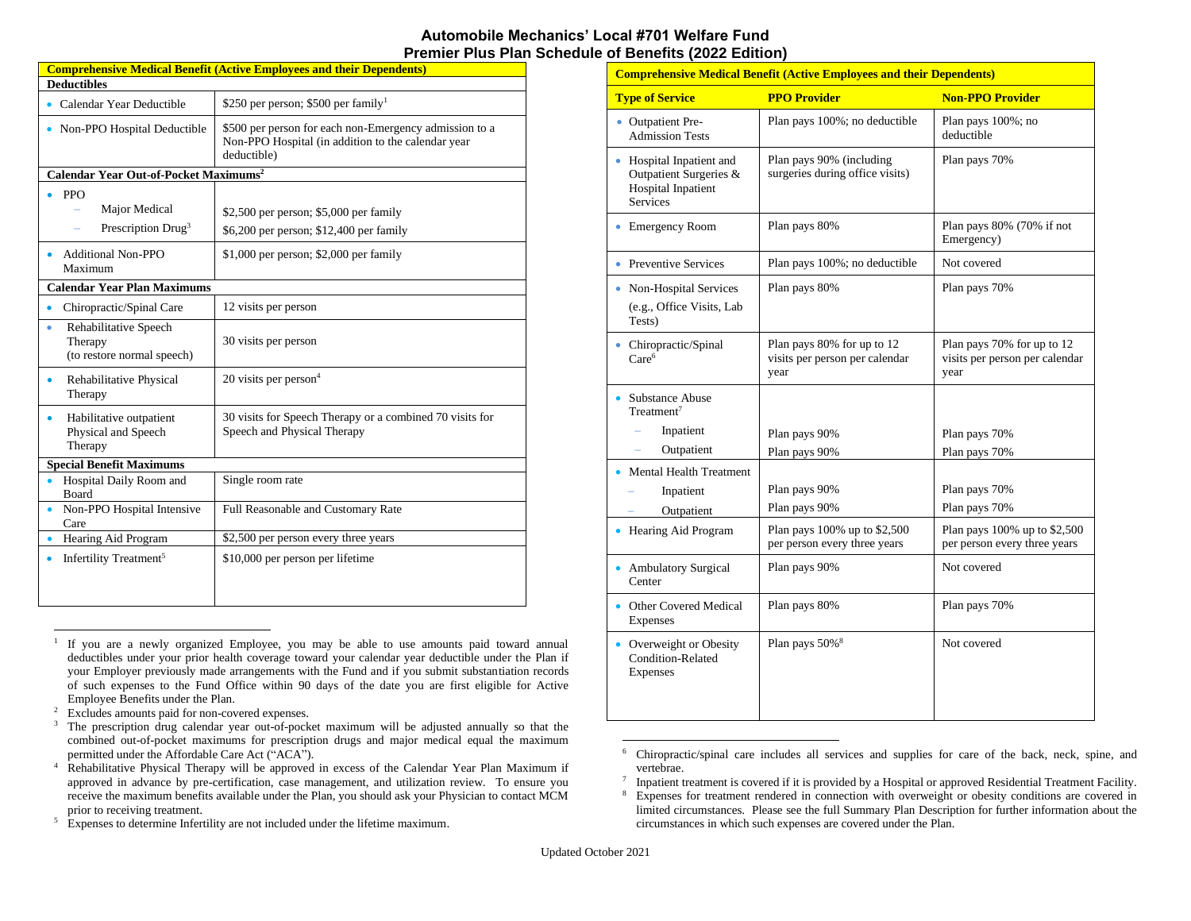# Automobile Mechanics' Local #701 Welfare Fund
## Premier Plus Plan Schedule of Benefits (2022 Edition)

| Comprehensive Medical Benefit (Active Employees and their Dependents) | |
|---|---|
| **Deductibles** | |
| • Calendar Year Deductible | $250 per person; $500 per family[1] |
| • Non-PPO Hospital Deductible | $500 per person for each non-Emergency admission to a Non-PPO Hospital (in addition to the calendar year deductible) |
| **Calendar Year Out-of-Pocket Maximums[2]** | |
| • PPO | |
| – Major Medical | $2,500 per person; $5,000 per family |
| – Prescription Drug[3] | $6,200 per person; $12,400 per family |
| • Additional Non-PPO Maximum | $1,000 per person; $2,000 per family |
| **Calendar Year Plan Maximums** | |
| • Chiropractic/Spinal Care | 12 visits per person |
| • Rehabilitative Speech Therapy (to restore normal speech) | 30 visits per person |
| • Rehabilitative Physical Therapy | 20 visits per person[4] |
| • Habilitative outpatient Physical and Speech Therapy | 30 visits for Speech Therapy or a combined 70 visits for Speech and Physical Therapy |
| **Special Benefit Maximums** | |
| • Hospital Daily Room and Board | Single room rate |
| • Non-PPO Hospital Intensive Care | Full Reasonable and Customary Rate |
| • Hearing Aid Program | $2,500 per person every three years |
| • Infertility Treatment[5] | $10,000 per person per lifetime |

[1] If you are a newly organized Employee, you may be able to use amounts paid toward annual deductibles under your prior health coverage toward your calendar year deductible under the Plan if your Employer previously made arrangements with the Fund and if you submit substantiation records of such expenses to the Fund Office within 90 days of the date you are first eligible for Active Employee Benefits under the Plan.

[2] Excludes amounts paid for non-covered expenses.

[3] The prescription drug calendar year out-of-pocket maximum will be adjusted annually so that the combined out-of-pocket maximums for prescription drugs and major medical equal the maximum permitted under the Affordable Care Act ("ACA").

[4] Rehabilitative Physical Therapy will be approved in excess of the Calendar Year Plan Maximum if approved in advance by pre-certification, case management, and utilization review. To ensure you receive the maximum benefits available under the Plan, you should ask your Physician to contact MCM prior to receiving treatment.

[5] Expenses to determine Infertility are not included under the lifetime maximum.

| Comprehensive Medical Benefit (Active Employees and their Dependents) | | |
|---|---|---|
| **Type of Service** | **PPO Provider** | **Non-PPO Provider** |
| • Outpatient Pre-Admission Tests | Plan pays 100%; no deductible | Plan pays 100%; no deductible |
| • Hospital Inpatient and Outpatient Surgeries & Hospital Inpatient Services | Plan pays 90% (including surgeries during office visits) | Plan pays 70% |
| • Emergency Room | Plan pays 80% | Plan pays 80% (70% if not Emergency) |
| • Preventive Services | Plan pays 100%; no deductible | Not covered |
| • Non-Hospital Services (e.g., Office Visits, Lab Tests) | Plan pays 80% | Plan pays 70% |
| • Chiropractic/Spinal Care[6] | Plan pays 80% for up to 12 visits per person per calendar year | Plan pays 70% for up to 12 visits per person per calendar year |
| • Substance Abuse Treatment[7] | | |
| – Inpatient | Plan pays 90% | Plan pays 70% |
| – Outpatient | Plan pays 90% | Plan pays 70% |
| • Mental Health Treatment | | |
| – Inpatient | Plan pays 90% | Plan pays 70% |
| – Outpatient | Plan pays 90% | Plan pays 70% |
| • Hearing Aid Program | Plan pays 100% up to $2,500 per person every three years | Plan pays 100% up to $2,500 per person every three years |
| • Ambulatory Surgical Center | Plan pays 90% | Not covered |
| • Other Covered Medical Expenses | Plan pays 80% | Plan pays 70% |
| • Overweight or Obesity Condition-Related Expenses | Plan pays 50%[8] | Not covered |

[6] Chiropractic/spinal care includes all services and supplies for care of the back, neck, spine, and vertebrae.

[7] Inpatient treatment is covered if it is provided by a Hospital or approved Residential Treatment Facility.

[8] Expenses for treatment rendered in connection with overweight or obesity conditions are covered in limited circumstances. Please see the full Summary Plan Description for further information about the circumstances in which such expenses are covered under the Plan.

Updated October 2021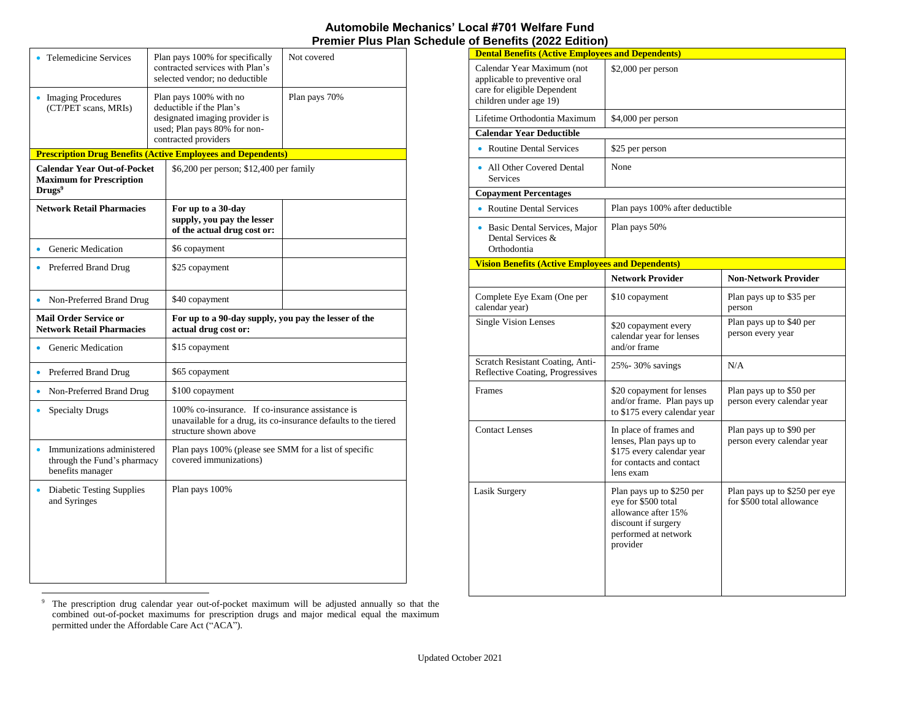# Automobile Mechanics' Local #701 Welfare Fund
## Premier Plus Plan Schedule of Benefits (2022 Edition)

| | | |
|---|---|---|
| • Telemedicine Services | Plan pays 100% for specifically contracted services with Plan's selected vendor; no deductible | Not covered |
| • Imaging Procedures (CT/PET scans, MRIs) | Plan pays 100% with no deductible if the Plan's designated imaging provider is used; Plan pays 80% for non-contracted providers | Plan pays 70% |
| **Prescription Drug Benefits (Active Employees and Dependents)** | | |
| **Calendar Year Out-of-Pocket Maximum for Prescription Drugs**[9] | $6,200 per person; $12,400 per family | |
| **Network Retail Pharmacies** | **For up to a 30-day supply, you pay the lesser of the actual drug cost or:** | |
| • Generic Medication | $6 copayment | |
| • Preferred Brand Drug | $25 copayment | |
| • Non-Preferred Brand Drug | $40 copayment | |
| **Mail Order Service or Network Retail Pharmacies** | **For up to a 90-day supply, you pay the lesser of the actual drug cost or:** | |
| • Generic Medication | $15 copayment | |
| • Preferred Brand Drug | $65 copayment | |
| • Non-Preferred Brand Drug | $100 copayment | |
| • Specialty Drugs | 100% co-insurance. If co-insurance assistance is unavailable for a drug, its co-insurance defaults to the tiered structure shown above | |
| • Immunizations administered through the Fund's pharmacy benefits manager | Plan pays 100% (please see SMM for a list of specific covered immunizations) | |
| • Diabetic Testing Supplies and Syringes | Plan pays 100% | |

[9] The prescription drug calendar year out-of-pocket maximum will be adjusted annually so that the combined out-of-pocket maximums for prescription drugs and major medical equal the maximum permitted under the Affordable Care Act ("ACA").

| | |
|---|---|
| **Dental Benefits (Active Employees and Dependents)** | |
| Calendar Year Maximum (not applicable to preventive oral care for eligible Dependent children under age 19) | $2,000 per person |
| Lifetime Orthodontia Maximum | $4,000 per person |
| **Calendar Year Deductible** | |
| • Routine Dental Services | $25 per person |
| • All Other Covered Dental Services | None |
| **Copayment Percentages** | |
| • Routine Dental Services | Plan pays 100% after deductible |
| • Basic Dental Services, Major Dental Services & Orthodontia | Plan pays 50% |

| **Vision Benefits (Active Employees and Dependents)** | | |
|---|---|---|
| | **Network Provider** | **Non-Network Provider** |
| Complete Eye Exam (One per calendar year) | $10 copayment | Plan pays up to $35 per person |
| Single Vision Lenses | $20 copayment every calendar year for lenses and/or frame | Plan pays up to $40 per person every year |
| Scratch Resistant Coating, Anti-Reflective Coating, Progressives | 25%- 30% savings | N/A |
| Frames | $20 copayment for lenses and/or frame. Plan pays up to $175 every calendar year | Plan pays up to $50 per person every calendar year |
| Contact Lenses | In place of frames and lenses, Plan pays up to $175 every calendar year for contacts and contact lens exam | Plan pays up to $90 per person every calendar year |
| Lasik Surgery | Plan pays up to $250 per eye for $500 total allowance after 15% discount if surgery performed at network provider | Plan pays up to $250 per eye for $500 total allowance |

Updated October 2021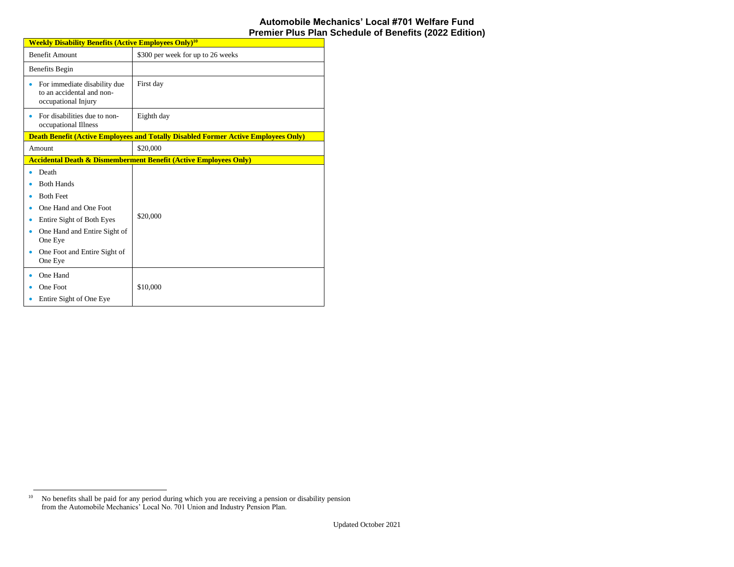# Automobile Mechanics' Local #701 Welfare Fund
## Premier Plus Plan Schedule of Benefits (2022 Edition)

| | |
|---|---|
| **Weekly Disability Benefits (Active Employees Only)**[10] | |
| Benefit Amount | $300 per week for up to 26 weeks |
| Benefits Begin | |
| • For immediate disability due to an accidental and non-occupational Injury | First day |
| • For disabilities due to non-occupational Illness | Eighth day |
| **Death Benefit (Active Employees and Totally Disabled Former Active Employees Only)** | |
| Amount | $20,000 |
| **Accidental Death & Dismemberment Benefit (Active Employees Only)** | |
| • Death<br>• Both Hands<br>• Both Feet<br>• One Hand and One Foot<br>• Entire Sight of Both Eyes<br>• One Hand and Entire Sight of One Eye<br>• One Foot and Entire Sight of One Eye | $20,000 |
| • One Hand<br>• One Foot<br>• Entire Sight of One Eye | $10,000 |

[10] No benefits shall be paid for any period during which you are receiving a pension or disability pension from the Automobile Mechanics' Local No. 701 Union and Industry Pension Plan.

Updated October 2021